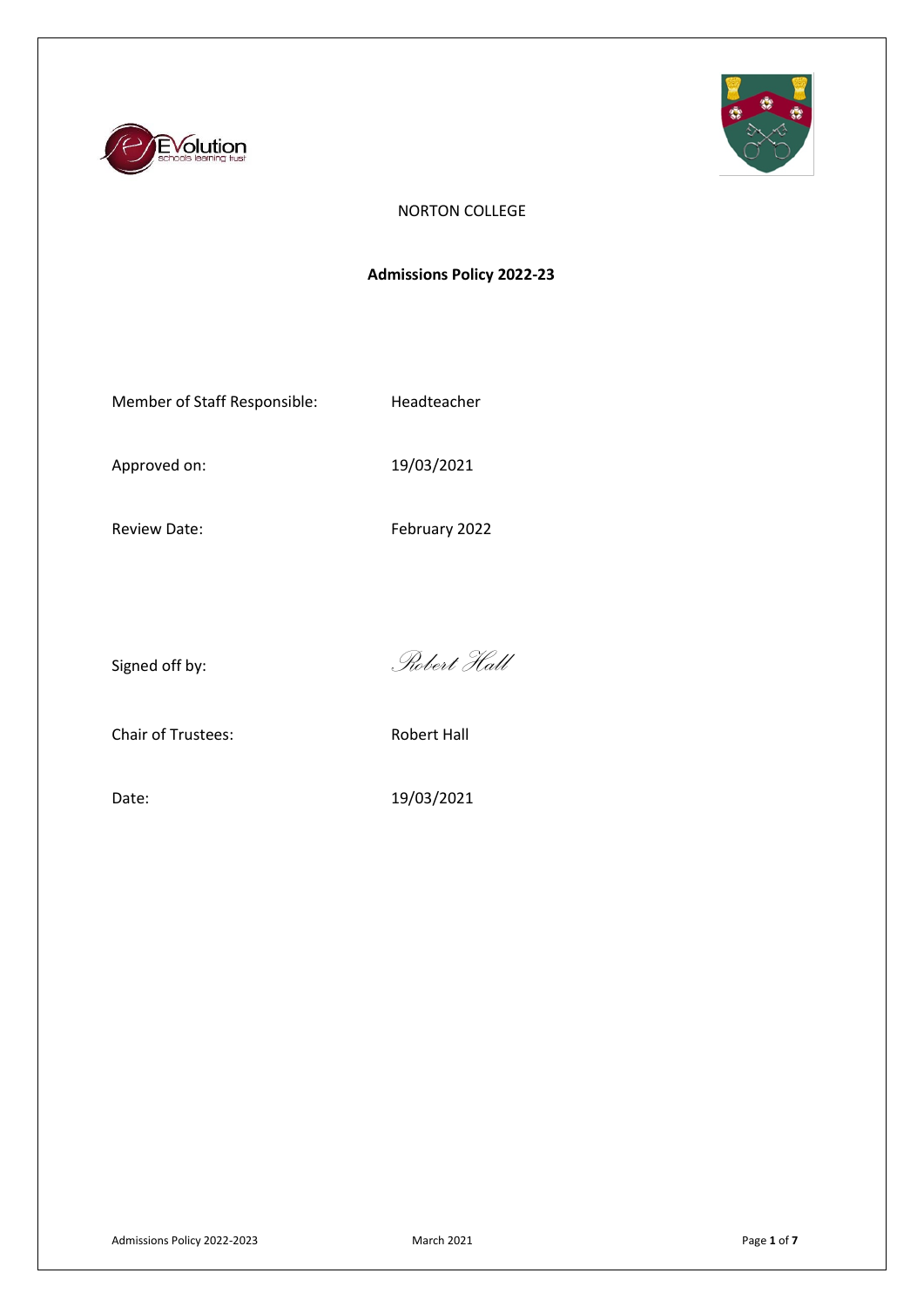NORTON COLLEGE

# Admissions Policy 2022-23

Member of Staff Responsible: Headteacher

Approved on: 19/03/2021

Review Date: February 2022

Signed off by: *Robert Hall*

Chair of Trustees: Robert Hall

Date: 19/03/2021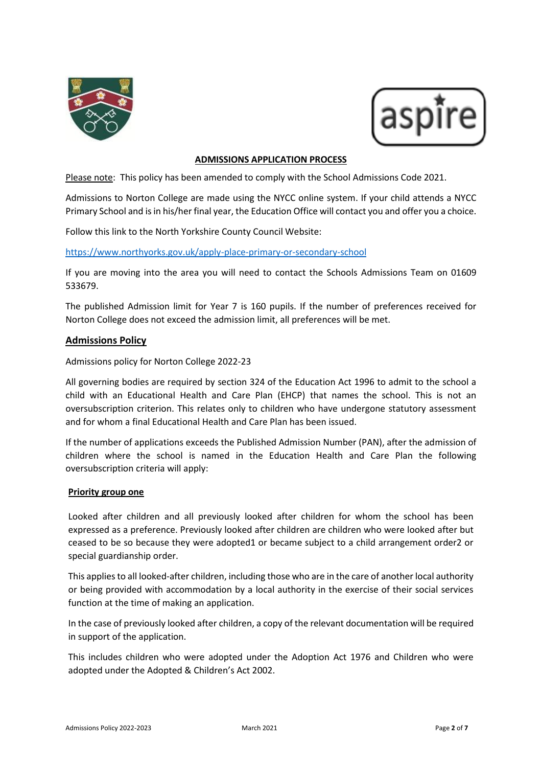**ADMISSIONS APPLICATION PROCESS**

Please note: This policy has been amended to comply with the School Admissions Code 2021.

Admissions to Norton College are made using the NYCC online system. If your child attends a NYCC Primary School and is in his/her final year, the Education Office will contact you and offer you a choice.

Follow this link to the North Yorkshire County Council Website:

https://www.northyorks.gov.uk/apply-place-primary-or-secondary-school

If you are moving into the area you will need to contact the Schools Admissions Team on 01609 533679.

The published Admission limit for Year 7 is 160 pupils. If the number of preferences received for Norton College does not exceed the admission limit, all preferences will be met.

## Admissions Policy

Admissions policy for Norton College 2022-23

All governing bodies are required by section 324 of the Education Act 1996 to admit to the school a child with an Educational Health and Care Plan (EHCP) that names the school. This is not an oversubscription criterion. This relates only to children who have undergone statutory assessment and for whom a final Educational Health and Care Plan has been issued.

If the number of applications exceeds the Published Admission Number (PAN), after the admission of children where the school is named in the Education Health and Care Plan the following oversubscription criteria will apply:

### Priority group one

Looked after children and all previously looked after children for whom the school has been expressed as a preference. Previously looked after children are children who were looked after but ceased to be so because they were adopted[1] or became subject to a child arrangement order[2] or special guardianship order.

This applies to all looked-after children, including those who are in the care of another local authority or being provided with accommodation by a local authority in the exercise of their social services function at the time of making an application.

In the case of previously looked after children, a copy of the relevant documentation will be required in support of the application.

This includes children who were adopted under the Adoption Act 1976 and Children who were adopted under the Adopted & Children's Act 2002.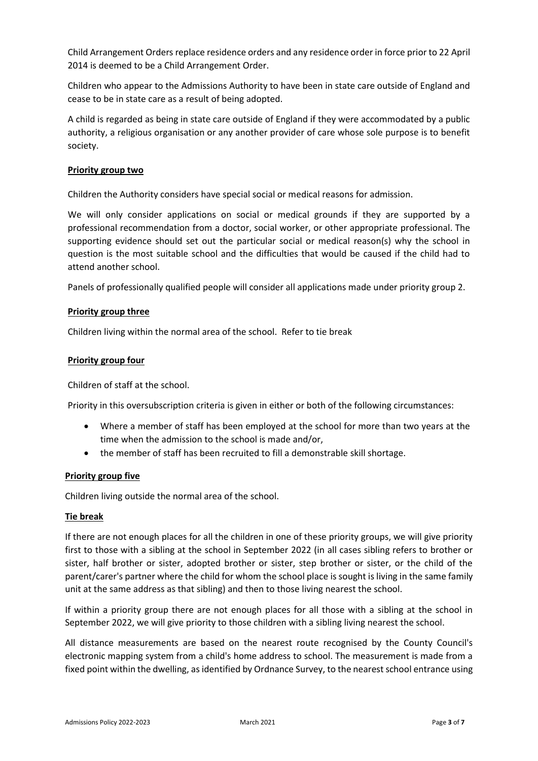Child Arrangement Orders replace residence orders and any residence order in force prior to 22 April 2014 is deemed to be a Child Arrangement Order.

Children who appear to the Admissions Authority to have been in state care outside of England and cease to be in state care as a result of being adopted.

A child is regarded as being in state care outside of England if they were accommodated by a public authority, a religious organisation or any another provider of care whose sole purpose is to benefit society.

**Priority group two**

Children the Authority considers have special social or medical reasons for admission.

We will only consider applications on social or medical grounds if they are supported by a professional recommendation from a doctor, social worker, or other appropriate professional. The supporting evidence should set out the particular social or medical reason(s) why the school in question is the most suitable school and the difficulties that would be caused if the child had to attend another school.

Panels of professionally qualified people will consider all applications made under priority group 2.

**Priority group three**

Children living within the normal area of the school. Refer to tie break

**Priority group four**

Children of staff at the school.

Priority in this oversubscription criteria is given in either or both of the following circumstances:

- Where a member of staff has been employed at the school for more than two years at the time when the admission to the school is made and/or,
- the member of staff has been recruited to fill a demonstrable skill shortage.

**Priority group five**

Children living outside the normal area of the school.

**Tie break**

If there are not enough places for all the children in one of these priority groups, we will give priority first to those with a sibling at the school in September 2022 (in all cases sibling refers to brother or sister, half brother or sister, adopted brother or sister, step brother or sister, or the child of the parent/carer's partner where the child for whom the school place is sought is living in the same family unit at the same address as that sibling) and then to those living nearest the school.

If within a priority group there are not enough places for all those with a sibling at the school in September 2022, we will give priority to those children with a sibling living nearest the school.

All distance measurements are based on the nearest route recognised by the County Council's electronic mapping system from a child's home address to school. The measurement is made from a fixed point within the dwelling, as identified by Ordnance Survey, to the nearest school entrance using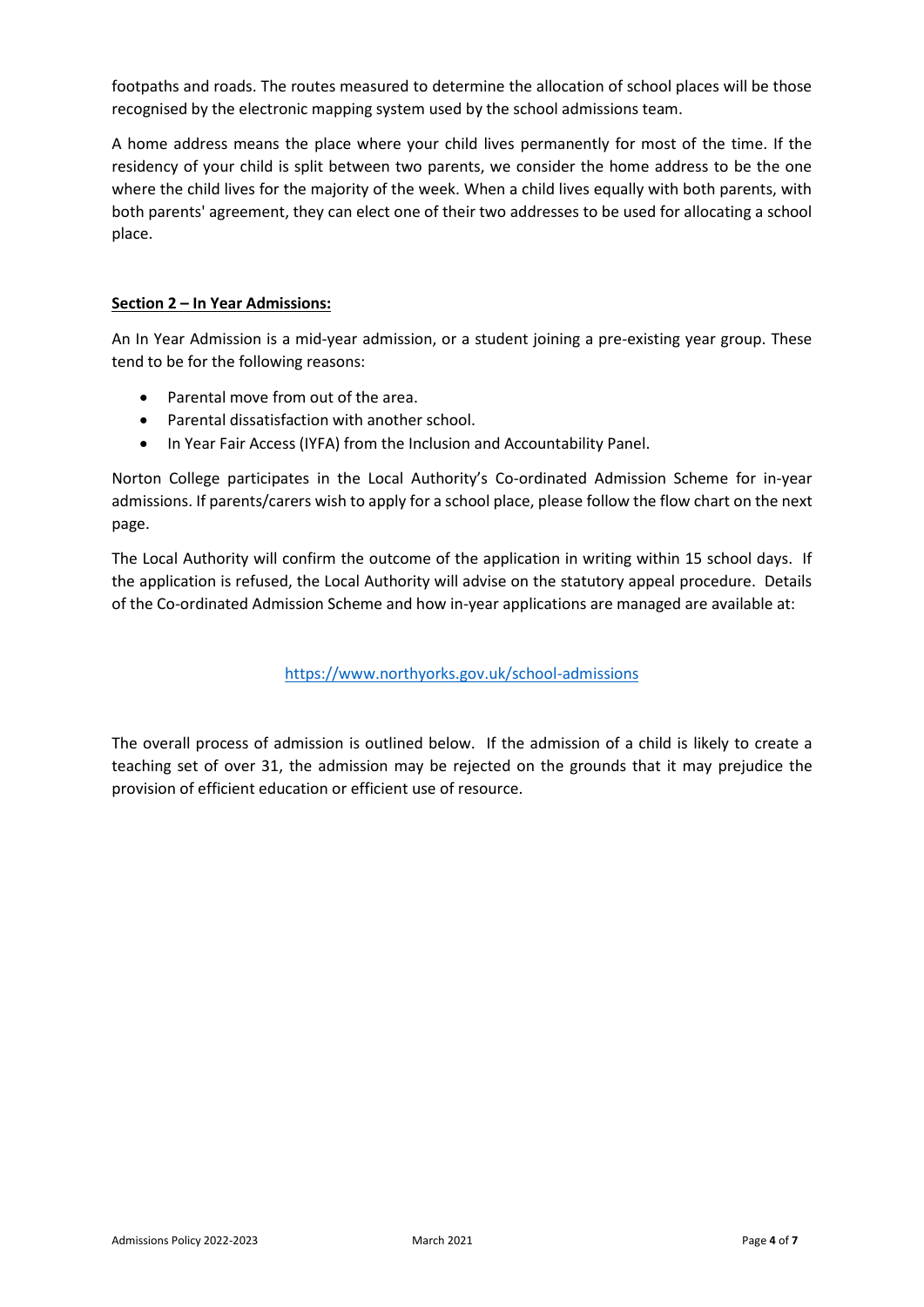footpaths and roads. The routes measured to determine the allocation of school places will be those recognised by the electronic mapping system used by the school admissions team.

A home address means the place where your child lives permanently for most of the time. If the residency of your child is split between two parents, we consider the home address to be the one where the child lives for the majority of the week. When a child lives equally with both parents, with both parents' agreement, they can elect one of their two addresses to be used for allocating a school place.

## **Section 2 – In Year Admissions:**

An In Year Admission is a mid-year admission, or a student joining a pre-existing year group. These tend to be for the following reasons:

- Parental move from out of the area.
- Parental dissatisfaction with another school.
- In Year Fair Access (IYFA) from the Inclusion and Accountability Panel.

Norton College participates in the Local Authority's Co-ordinated Admission Scheme for in-year admissions. If parents/carers wish to apply for a school place, please follow the flow chart on the next page.

The Local Authority will confirm the outcome of the application in writing within 15 school days. If the application is refused, the Local Authority will advise on the statutory appeal procedure. Details of the Co-ordinated Admission Scheme and how in-year applications are managed are available at:

https://www.northyorks.gov.uk/school-admissions

The overall process of admission is outlined below. If the admission of a child is likely to create a teaching set of over 31, the admission may be rejected on the grounds that it may prejudice the provision of efficient education or efficient use of resource.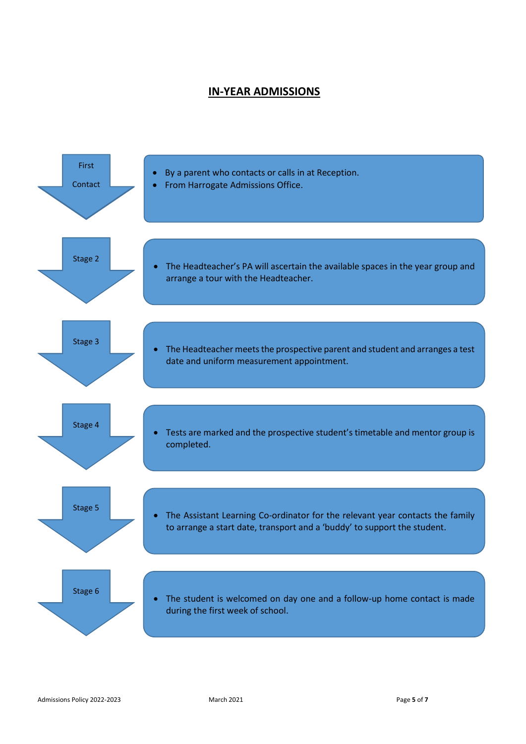# IN-YEAR ADMISSIONS

**First Contact**

- By a parent who contacts or calls in at Reception.
- From Harrogate Admissions Office.

**Stage 2**

- The Headteacher's PA will ascertain the available spaces in the year group and arrange a tour with the Headteacher.

**Stage 3**

- The Headteacher meets the prospective parent and student and arranges a test date and uniform measurement appointment.

**Stage 4**

- Tests are marked and the prospective student's timetable and mentor group is completed.

**Stage 5**

- The Assistant Learning Co-ordinator for the relevant year contacts the family to arrange a start date, transport and a 'buddy' to support the student.

**Stage 6**

- The student is welcomed on day one and a follow-up home contact is made during the first week of school.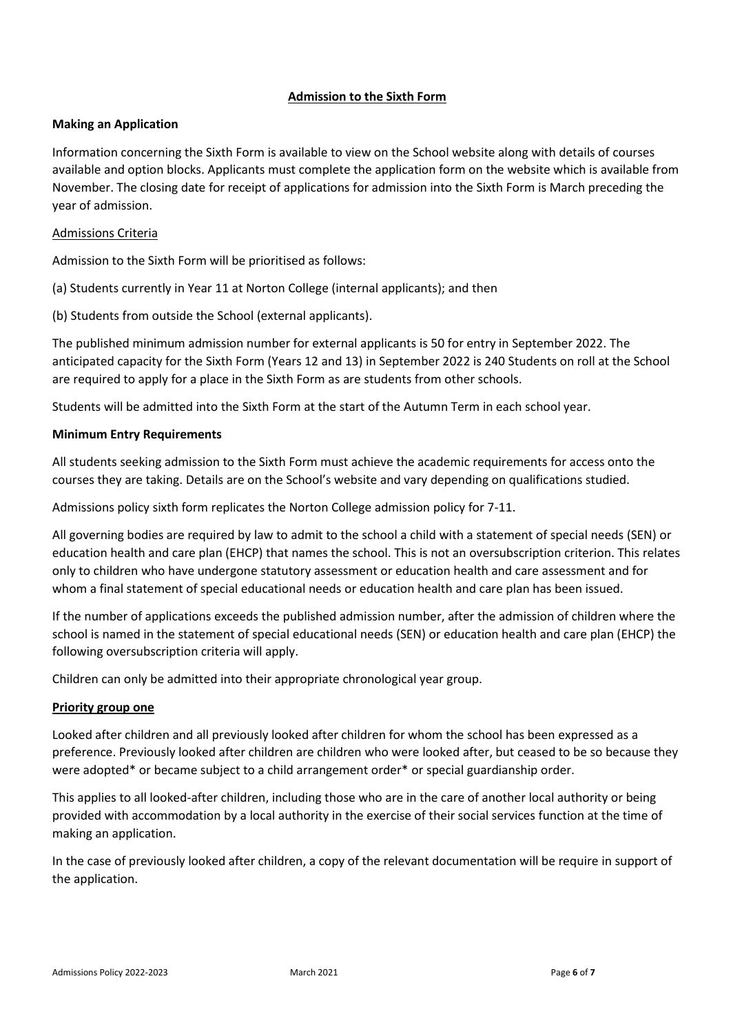## Admission to the Sixth Form

### Making an Application

Information concerning the Sixth Form is available to view on the School website along with details of courses available and option blocks. Applicants must complete the application form on the website which is available from November. The closing date for receipt of applications for admission into the Sixth Form is March preceding the year of admission.

Admissions Criteria

Admission to the Sixth Form will be prioritised as follows:

(a) Students currently in Year 11 at Norton College (internal applicants); and then

(b) Students from outside the School (external applicants).

The published minimum admission number for external applicants is 50 for entry in September 2022. The anticipated capacity for the Sixth Form (Years 12 and 13) in September 2022 is 240 Students on roll at the School are required to apply for a place in the Sixth Form as are students from other schools.

Students will be admitted into the Sixth Form at the start of the Autumn Term in each school year.

### Minimum Entry Requirements

All students seeking admission to the Sixth Form must achieve the academic requirements for access onto the courses they are taking. Details are on the School's website and vary depending on qualifications studied.

Admissions policy sixth form replicates the Norton College admission policy for 7-11.

All governing bodies are required by law to admit to the school a child with a statement of special needs (SEN) or education health and care plan (EHCP) that names the school. This is not an oversubscription criterion. This relates only to children who have undergone statutory assessment or education health and care assessment and for whom a final statement of special educational needs or education health and care plan has been issued.

If the number of applications exceeds the published admission number, after the admission of children where the school is named in the statement of special educational needs (SEN) or education health and care plan (EHCP) the following oversubscription criteria will apply.

Children can only be admitted into their appropriate chronological year group.

### Priority group one

Looked after children and all previously looked after children for whom the school has been expressed as a preference. Previously looked after children are children who were looked after, but ceased to be so because they were adopted* or became subject to a child arrangement order* or special guardianship order.

This applies to all looked-after children, including those who are in the care of another local authority or being provided with accommodation by a local authority in the exercise of their social services function at the time of making an application.

In the case of previously looked after children, a copy of the relevant documentation will be require in support of the application.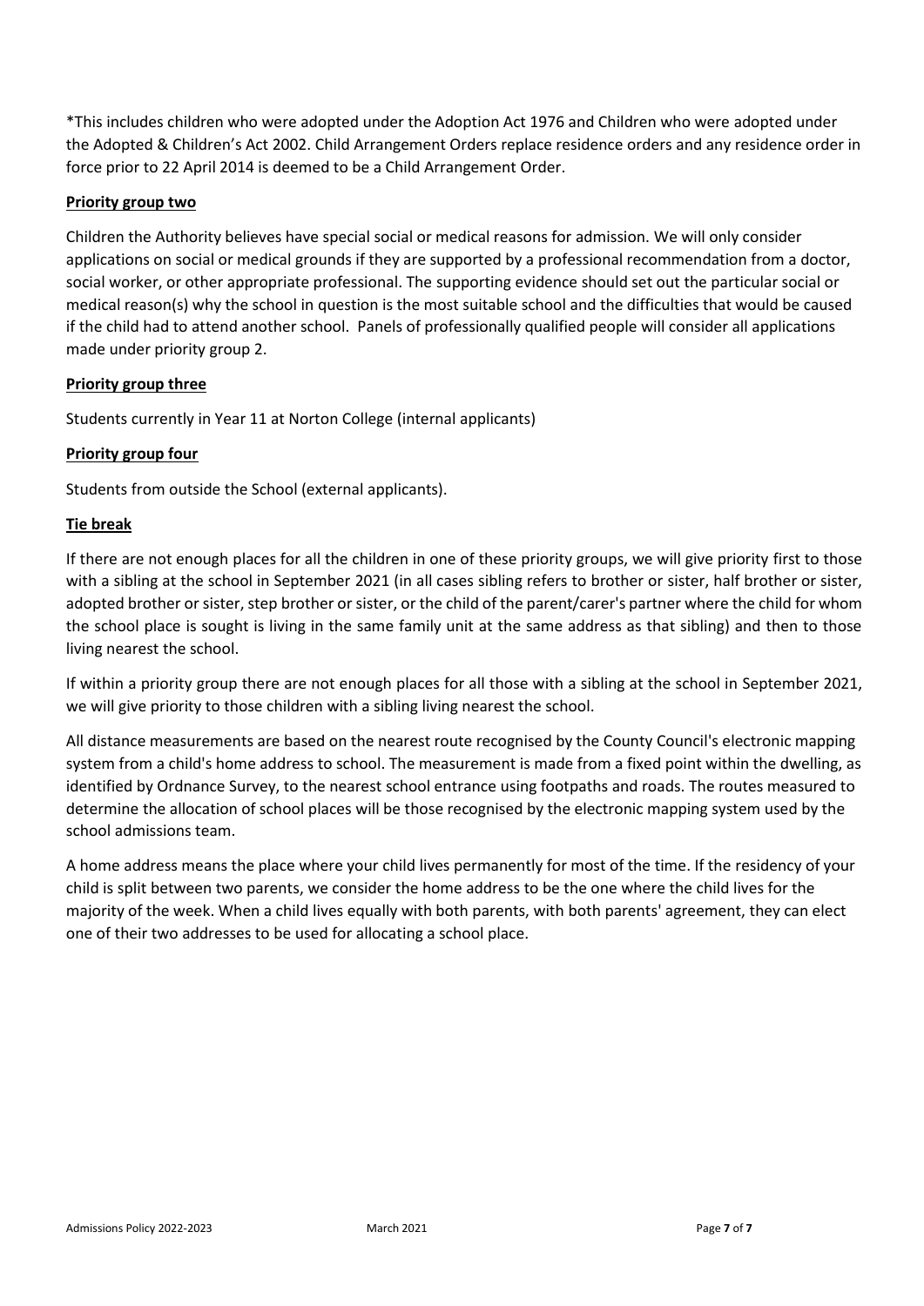*This includes children who were adopted under the Adoption Act 1976 and Children who were adopted under the Adopted & Children's Act 2002. Child Arrangement Orders replace residence orders and any residence order in force prior to 22 April 2014 is deemed to be a Child Arrangement Order.

**Priority group two**

Children the Authority believes have special social or medical reasons for admission. We will only consider applications on social or medical grounds if they are supported by a professional recommendation from a doctor, social worker, or other appropriate professional. The supporting evidence should set out the particular social or medical reason(s) why the school in question is the most suitable school and the difficulties that would be caused if the child had to attend another school. Panels of professionally qualified people will consider all applications made under priority group 2.

**Priority group three**

Students currently in Year 11 at Norton College (internal applicants)

**Priority group four**

Students from outside the School (external applicants).

**Tie break**

If there are not enough places for all the children in one of these priority groups, we will give priority first to those with a sibling at the school in September 2021 (in all cases sibling refers to brother or sister, half brother or sister, adopted brother or sister, step brother or sister, or the child of the parent/carer's partner where the child for whom the school place is sought is living in the same family unit at the same address as that sibling) and then to those living nearest the school.

If within a priority group there are not enough places for all those with a sibling at the school in September 2021, we will give priority to those children with a sibling living nearest the school.

All distance measurements are based on the nearest route recognised by the County Council's electronic mapping system from a child's home address to school. The measurement is made from a fixed point within the dwelling, as identified by Ordnance Survey, to the nearest school entrance using footpaths and roads. The routes measured to determine the allocation of school places will be those recognised by the electronic mapping system used by the school admissions team.

A home address means the place where your child lives permanently for most of the time. If the residency of your child is split between two parents, we consider the home address to be the one where the child lives for the majority of the week. When a child lives equally with both parents, with both parents' agreement, they can elect one of their two addresses to be used for allocating a school place.